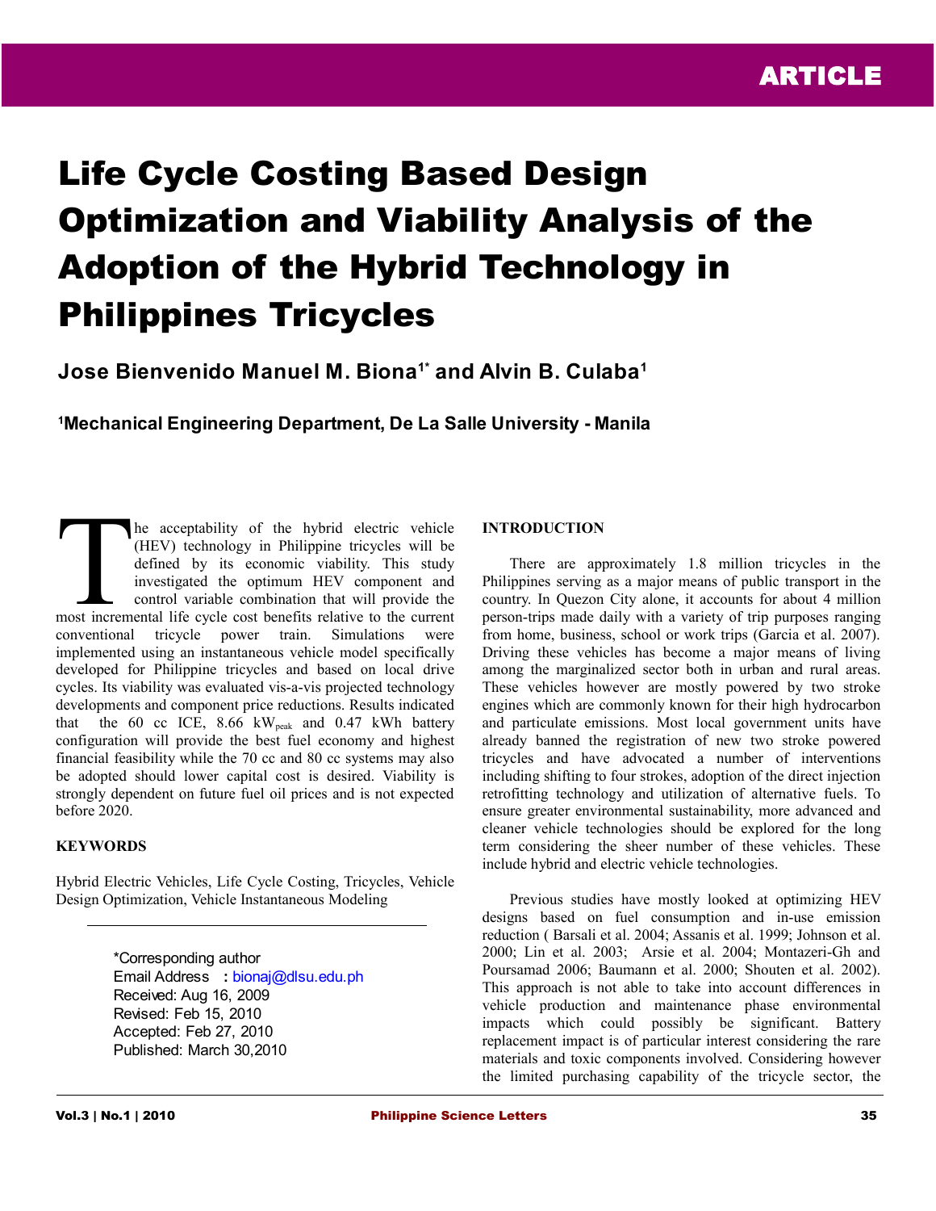ARTICLE

# Life Cycle Costing Based Design Optimization and Viability Analysis of the Adoption of the Hybrid Technology in Philippines Tricycles

**Jose Bienvenido Manuel M. Biona[1*] and Alvin B. Culaba[1]**

**[1]Mechanical Engineering Department, De La Salle University - Manila**

The acceptability of the hybrid electric vehicle (HEV) technology in Philippine tricycles will be defined by its economic viability. This study investigated the optimum HEV component and control variable combination that will provide the most incremental life cycle cost benefits relative to the current conventional tricycle power train. Simulations were implemented using an instantaneous vehicle model specifically developed for Philippine tricycles and based on local drive cycles. Its viability was evaluated vis-a-vis projected technology developments and component price reductions. Results indicated that the 60 cc ICE, 8.66 $kW_{peak}$ and 0.47 kWh battery configuration will provide the best fuel economy and highest financial feasibility while the 70 cc and 80 cc systems may also be adopted should lower capital cost is desired. Viability is strongly dependent on future fuel oil prices and is not expected before 2020.

## KEYWORDS

Hybrid Electric Vehicles, Life Cycle Costing, Tricycles, Vehicle Design Optimization, Vehicle Instantaneous Modeling

*Corresponding author
Email Address : bionaj@dlsu.edu.ph
Received: Aug 16, 2009
Revised: Feb 15, 2010
Accepted: Feb 27, 2010
Published: March 30,2010

## INTRODUCTION

There are approximately 1.8 million tricycles in the Philippines serving as a major means of public transport in the country. In Quezon City alone, it accounts for about 4 million person-trips made daily with a variety of trip purposes ranging from home, business, school or work trips (Garcia et al. 2007). Driving these vehicles has become a major means of living among the marginalized sector both in urban and rural areas. These vehicles however are mostly powered by two stroke engines which are commonly known for their high hydrocarbon and particulate emissions. Most local government units have already banned the registration of new two stroke powered tricycles and have advocated a number of interventions including shifting to four strokes, adoption of the direct injection retrofitting technology and utilization of alternative fuels. To ensure greater environmental sustainability, more advanced and cleaner vehicle technologies should be explored for the long term considering the sheer number of these vehicles. These include hybrid and electric vehicle technologies.

Previous studies have mostly looked at optimizing HEV designs based on fuel consumption and in-use emission reduction ( Barsali et al. 2004; Assanis et al. 1999; Johnson et al. 2000; Lin et al. 2003; Arsie et al. 2004; Montazeri-Gh and Poursamad 2006; Baumann et al. 2000; Shouten et al. 2002). This approach is not able to take into account differences in vehicle production and maintenance phase environmental impacts which could possibly be significant. Battery replacement impact is of particular interest considering the rare materials and toxic components involved. Considering however the limited purchasing capability of the tricycle sector, the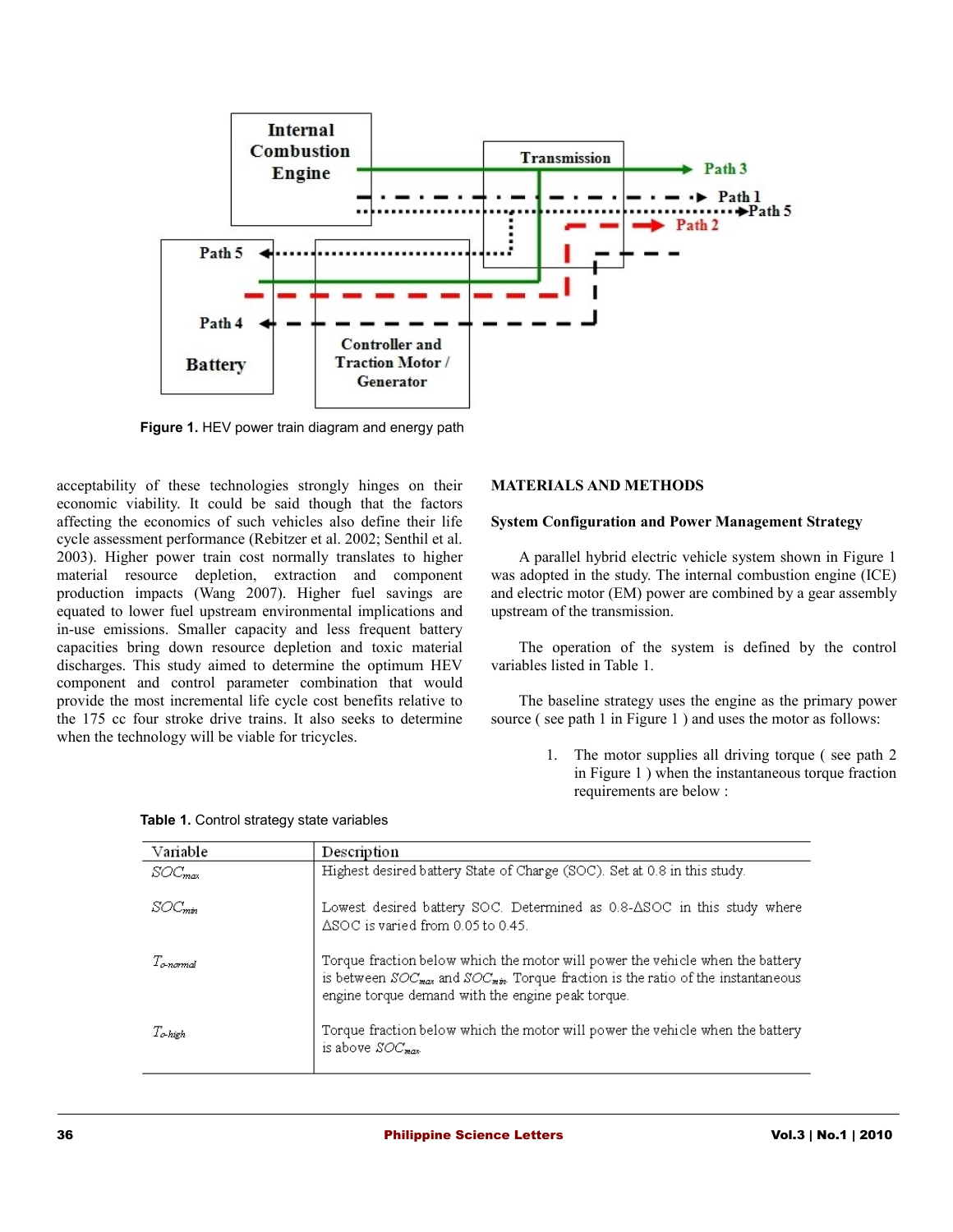Internal Combustion Engine

Transmission

Path 3

Path 1

Path 5

Path 2

Path 5

Path 4

Battery

Controller and Traction Motor / Generator

**Figure 1.** HEV power train diagram and energy path

acceptability of these technologies strongly hinges on their economic viability. It could be said though that the factors affecting the economics of such vehicles also define their life cycle assessment performance (Rebitzer et al. 2002; Senthil et al. 2003). Higher power train cost normally translates to higher material resource depletion, extraction and component production impacts (Wang 2007). Higher fuel savings are equated to lower fuel upstream environmental implications and in-use emissions. Smaller capacity and less frequent battery capacities bring down resource depletion and toxic material discharges. This study aimed to determine the optimum HEV component and control parameter combination that would provide the most incremental life cycle cost benefits relative to the 175 cc four stroke drive trains. It also seeks to determine when the technology will be viable for tricycles.

## MATERIALS AND METHODS

### System Configuration and Power Management Strategy

A parallel hybrid electric vehicle system shown in Figure 1 was adopted in the study. The internal combustion engine (ICE) and electric motor (EM) power are combined by a gear assembly upstream of the transmission.

The operation of the system is defined by the control variables listed in Table 1.

The baseline strategy uses the engine as the primary power source ( see path 1 in Figure 1 ) and uses the motor as follows:

1. The motor supplies all driving torque ( see path 2 in Figure 1 ) when the instantaneous torque fraction requirements are below :

**Table 1.** Control strategy state variables

| Variable | Description |
|---|---|
| $SOC_{max}$ | Highest desired battery State of Charge (SOC). Set at 0.8 in this study. |
| $SOC_{min}$ | Lowest desired battery SOC. Determined as 0.8-ΔSOC in this study where ΔSOC is varied from 0.05 to 0.45. |
| $T_{o\text{-}normal}$ | Torque fraction below which the motor will power the vehicle when the battery is between $SOC_{max}$ and $SOC_{min}$. Torque fraction is the ratio of the instantaneous engine torque demand with the engine peak torque. |
| $T_{o\text{-}high}$ | Torque fraction below which the motor will power the vehicle when the battery is above $SOC_{max}$. |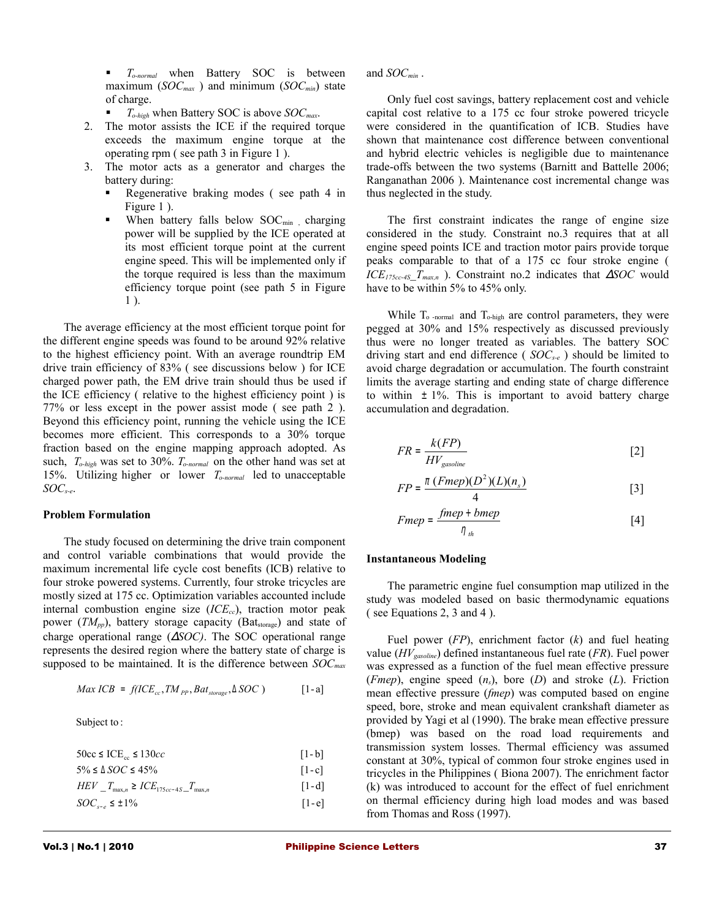- $T_{o\text{-}normal}$ when Battery SOC is between maximum ($SOC_{max}$ ) and minimum ($SOC_{min}$) state of charge.
- $T_{o\text{-}high}$ when Battery SOC is above $SOC_{max}$.

2. The motor assists the ICE if the required torque exceeds the maximum engine torque at the operating rpm ( see path 3 in Figure 1 ).
3. The motor acts as a generator and charges the battery during:
   - Regenerative braking modes ( see path 4 in Figure 1 ).
   - When battery falls below $SOC_{min}$ , charging power will be supplied by the ICE operated at its most efficient torque point at the current engine speed. This will be implemented only if the torque required is less than the maximum efficiency torque point (see path 5 in Figure 1 ).

The average efficiency at the most efficient torque point for the different engine speeds was found to be around 92% relative to the highest efficiency point. With an average roundtrip EM drive train efficiency of 83% ( see discussions below ) for ICE charged power path, the EM drive train should thus be used if the ICE efficiency ( relative to the highest efficiency point ) is 77% or less except in the power assist mode ( see path 2 ). Beyond this efficiency point, running the vehicle using the ICE becomes more efficient. This corresponds to a 30% torque fraction based on the engine mapping approach adopted. As such, $T_{o\text{-}high}$ was set to 30%. $T_{o\text{-}normal}$ on the other hand was set at 15%. Utilizing higher or lower $T_{o\text{-}normal}$ led to unacceptable $SOC_{s\text{-}e}$.

**Problem Formulation**

The study focused on determining the drive train component and control variable combinations that would provide the maximum incremental life cycle cost benefits (ICB) relative to four stroke powered systems. Currently, four stroke tricycles are mostly sized at 175 cc. Optimization variables accounted include internal combustion engine size ($ICE_{cc}$), traction motor peak power ($TM_{pp}$), battery storage capacity ($Bat_{storage}$) and state of charge operational range ($\Delta SOC$). The SOC operational range represents the desired region where the battery state of charge is supposed to be maintained. It is the difference between $SOC_{max}$ and $SOC_{min}$ .

$$Max\ ICB = f(ICE_{cc}, TM_{PP}, Bat_{storage}, \Delta SOC) \qquad [1\text{-a}]$$

Subject to :

$$50cc \leq ICE_{cc} \leq 130cc \qquad [1\text{-b}]$$

$$5\% \leq \Delta SOC \leq 45\% \qquad [1\text{-c}]$$

$$HEV\_T_{max,n} \geq ICE_{175cc-4S}\_T_{max,n} \qquad [1\text{-d}]$$

$$SOC_{s-e} \leq \pm 1\% \qquad [1\text{-e}]$$

Only fuel cost savings, battery replacement cost and vehicle capital cost relative to a 175 cc four stroke powered tricycle were considered in the quantification of ICB. Studies have shown that maintenance cost difference between conventional and hybrid electric vehicles is negligible due to maintenance trade-offs between the two systems (Barnitt and Battelle 2006; Ranganathan 2006 ). Maintenance cost incremental change was thus neglected in the study.

The first constraint indicates the range of engine size considered in the study. Constraint no.3 requires that at all engine speed points ICE and traction motor pairs provide torque peaks comparable to that of a 175 cc four stroke engine ( $ICE_{175cc\text{-}4S}\_T_{max,n}$ ). Constraint no.2 indicates that $\Delta SOC$ would have to be within 5% to 45% only.

While $T_{o\text{-}normal}$ and $T_{o\text{-}high}$ are control parameters, they were pegged at 30% and 15% respectively as discussed previously thus were no longer treated as variables. The battery SOC driving start and end difference ( $SOC_{s\text{-}e}$ ) should be limited to avoid charge degradation or accumulation. The fourth constraint limits the average starting and ending state of charge difference to within ± 1%. This is important to avoid battery charge accumulation and degradation.

$$FR = \frac{k(FP)}{HV_{gasoline}} \qquad [2]$$

$$FP = \frac{\pi (Fmep)(D^2)(L)(n_s)}{4} \qquad [3]$$

$$Fmep = \frac{fmep + bmep}{\eta_{th}} \qquad [4]$$

**Instantaneous Modeling**

The parametric engine fuel consumption map utilized in the study was modeled based on basic thermodynamic equations ( see Equations 2, 3 and 4 ).

Fuel power ($FP$), enrichment factor ($k$) and fuel heating value ($HV_{gasoline}$) defined instantaneous fuel rate ($FR$). Fuel power was expressed as a function of the fuel mean effective pressure ($Fmep$), engine speed ($n_s$), bore ($D$) and stroke ($L$). Friction mean effective pressure ($fmep$) was computed based on engine speed, bore, stroke and mean equivalent crankshaft diameter as provided by Yagi et al (1990). The brake mean effective pressure (bmep) was based on the road load requirements and transmission system losses. Thermal efficiency was assumed constant at 30%, typical of common four stroke engines used in tricycles in the Philippines ( Biona 2007). The enrichment factor (k) was introduced to account for the effect of fuel enrichment on thermal efficiency during high load modes and was based from Thomas and Ross (1997).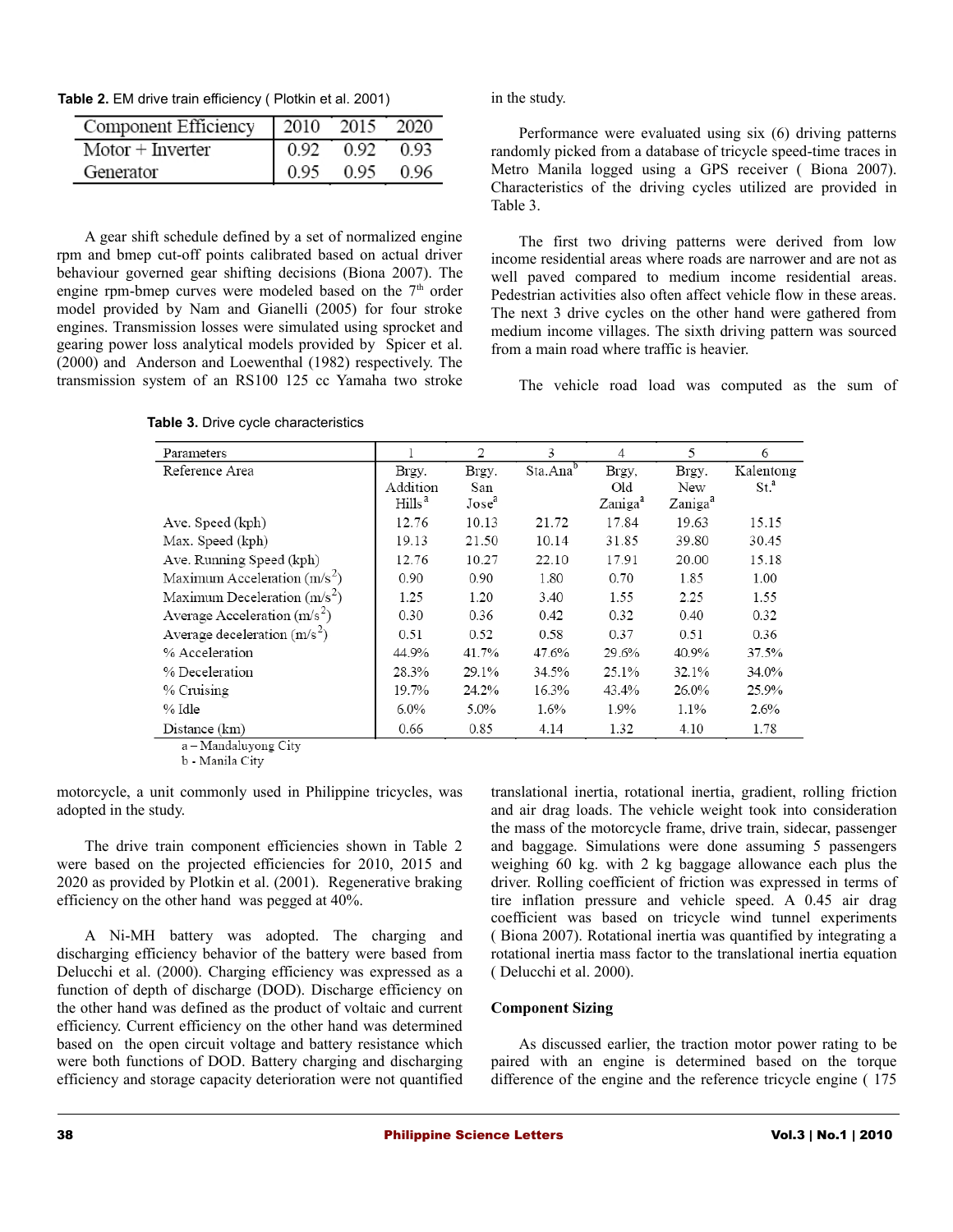**Table 2.** EM drive train efficiency ( Plotkin et al. 2001)

| Component Efficiency | 2010 | 2015 | 2020 |
|---|---|---|---|
| Motor + Inverter | 0.92 | 0.92 | 0.93 |
| Generator | 0.95 | 0.95 | 0.96 |

A gear shift schedule defined by a set of normalized engine rpm and bmep cut-off points calibrated based on actual driver behaviour governed gear shifting decisions (Biona 2007). The engine rpm-bmep curves were modeled based on the 7th order model provided by Nam and Gianelli (2005) for four stroke engines. Transmission losses were simulated using sprocket and gearing power loss analytical models provided by Spicer et al. (2000) and Anderson and Loewenthal (1982) respectively. The transmission system of an RS100 125 cc Yamaha two stroke motorcycle, a unit commonly used in Philippine tricycles, was adopted in the study.

The drive train component efficiencies shown in Table 2 were based on the projected efficiencies for 2010, 2015 and 2020 as provided by Plotkin et al. (2001). Regenerative braking efficiency on the other hand was pegged at 40%.

A Ni-MH battery was adopted. The charging and discharging efficiency behavior of the battery were based from Delucchi et al. (2000). Charging efficiency was expressed as a function of depth of discharge (DOD). Discharge efficiency on the other hand was defined as the product of voltaic and current efficiency. Current efficiency on the other hand was determined based on the open circuit voltage and battery resistance which were both functions of DOD. Battery charging and discharging efficiency and storage capacity deterioration were not quantified in the study.

Performance were evaluated using six (6) driving patterns randomly picked from a database of tricycle speed-time traces in Metro Manila logged using a GPS receiver ( Biona 2007). Characteristics of the driving cycles utilized are provided in Table 3.

**Table 3.** Drive cycle characteristics

| Parameters | 1 | 2 | 3 | 4 | 5 | 6 |
|---|---|---|---|---|---|---|
| Reference Area | Brgy. Addition Hills[a] | Brgy. San Jose[a] | Sta.Ana[b] | Brgy. Old Zaniga[a] | Brgy. New Zaniga[a] | Kalentong St.[a] |
| Ave. Speed (kph) | 12.76 | 10.13 | 21.72 | 17.84 | 19.63 | 15.15 |
| Max. Speed (kph) | 19.13 | 21.50 | 10.14 | 31.85 | 39.80 | 30.45 |
| Ave. Running Speed (kph) | 12.76 | 10.27 | 22.10 | 17.91 | 20.00 | 15.18 |
| Maximum Acceleration ($m/s^2$) | 0.90 | 0.90 | 1.80 | 0.70 | 1.85 | 1.00 |
| Maximum Deceleration ($m/s^2$) | 1.25 | 1.20 | 3.40 | 1.55 | 2.25 | 1.55 |
| Average Acceleration ($m/s^2$) | 0.30 | 0.36 | 0.42 | 0.32 | 0.40 | 0.32 |
| Average deceleration ($m/s^2$) | 0.51 | 0.52 | 0.58 | 0.37 | 0.51 | 0.36 |
| % Acceleration | 44.9% | 41.7% | 47.6% | 29.6% | 40.9% | 37.5% |
| % Deceleration | 28.3% | 29.1% | 34.5% | 25.1% | 32.1% | 34.0% |
| % Cruising | 19.7% | 24.2% | 16.3% | 43.4% | 26.0% | 25.9% |
| % Idle | 6.0% | 5.0% | 1.6% | 1.9% | 1.1% | 2.6% |
| Distance (km) | 0.66 | 0.85 | 4.14 | 1.32 | 4.10 | 1.78 |

a – Mandaluyong City
b - Manila City

The first two driving patterns were derived from low income residential areas where roads are narrower and are not as well paved compared to medium income residential areas. Pedestrian activities also often affect vehicle flow in these areas. The next 3 drive cycles on the other hand were gathered from medium income villages. The sixth driving pattern was sourced from a main road where traffic is heavier.

The vehicle road load was computed as the sum of translational inertia, rotational inertia, gradient, rolling friction and air drag loads. The vehicle weight took into consideration the mass of the motorcycle frame, drive train, sidecar, passenger and baggage. Simulations were done assuming 5 passengers weighing 60 kg. with 2 kg baggage allowance each plus the driver. Rolling coefficient of friction was expressed in terms of tire inflation pressure and vehicle speed. A 0.45 air drag coefficient was based on tricycle wind tunnel experiments ( Biona 2007). Rotational inertia was quantified by integrating a rotational inertia mass factor to the translational inertia equation ( Delucchi et al. 2000).

## Component Sizing

As discussed earlier, the traction motor power rating to be paired with an engine is determined based on the torque difference of the engine and the reference tricycle engine ( 175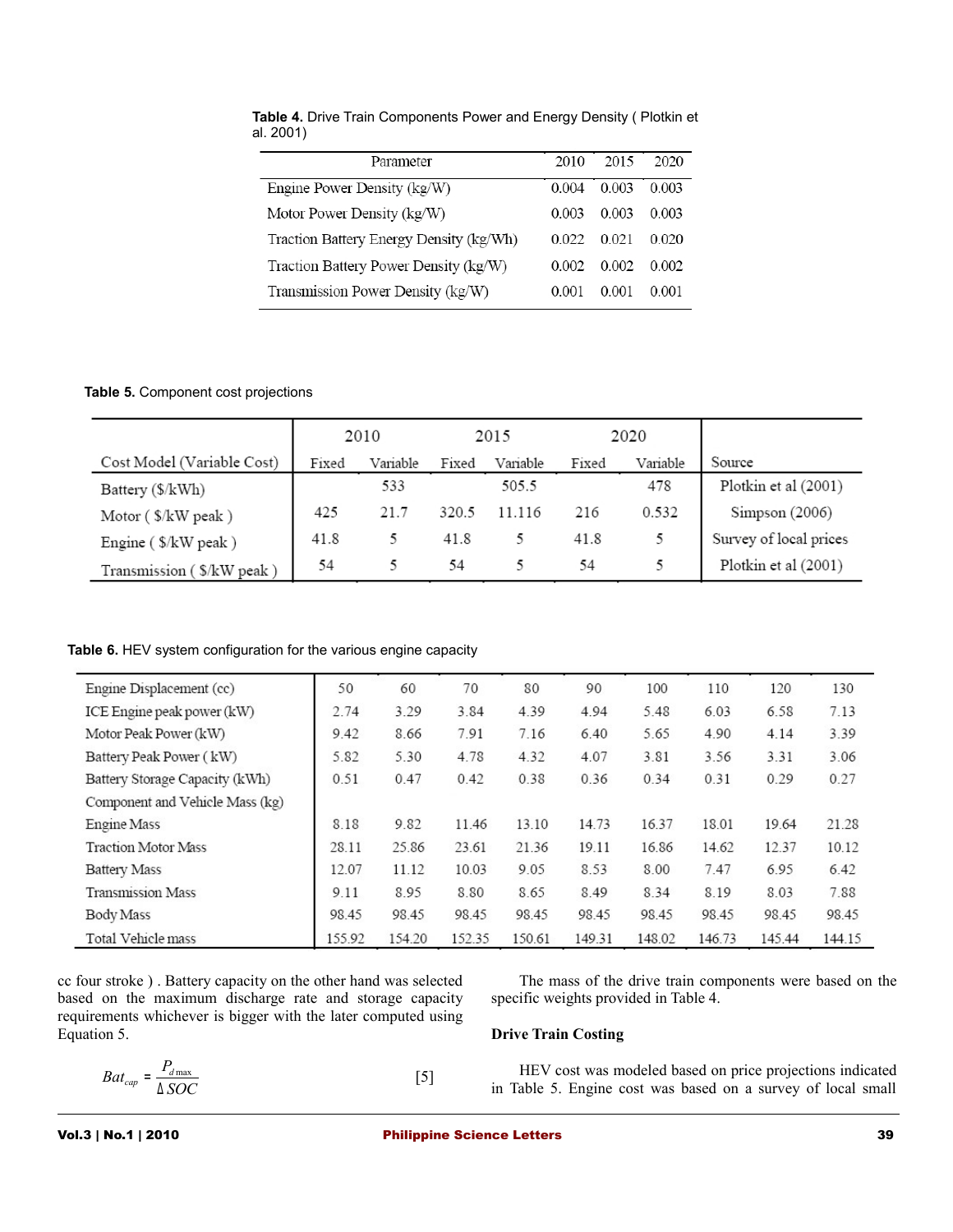**Table 4.** Drive Train Components Power and Energy Density ( Plotkin et al. 2001)

| Parameter | 2010 | 2015 | 2020 |
|---|---|---|---|
| Engine Power Density (kg/W) | 0.004 | 0.003 | 0.003 |
| Motor Power Density (kg/W) | 0.003 | 0.003 | 0.003 |
| Traction Battery Energy Density (kg/Wh) | 0.022 | 0.021 | 0.020 |
| Traction Battery Power Density (kg/W) | 0.002 | 0.002 | 0.002 |
| Transmission Power Density (kg/W) | 0.001 | 0.001 | 0.001 |

**Table 5.** Component cost projections

| | 2010 | | 2015 | | 2020 | | |
|---|---|---|---|---|---|---|---|
| Cost Model (Variable Cost) | Fixed | Variable | Fixed | Variable | Fixed | Variable | Source |
| Battery ($/kWh) | | 533 | | 505.5 | | 478 | Plotkin et al (2001) |
| Motor ( $/kW peak ) | 425 | 21.7 | 320.5 | 11.116 | 216 | 0.532 | Simpson (2006) |
| Engine ( $/kW peak ) | 41.8 | 5 | 41.8 | 5 | 41.8 | 5 | Survey of local prices |
| Transmission ( $/kW peak ) | 54 | 5 | 54 | 5 | 54 | 5 | Plotkin et al (2001) |

**Table 6.** HEV system configuration for the various engine capacity

| Engine Displacement (cc) | 50 | 60 | 70 | 80 | 90 | 100 | 110 | 120 | 130 |
|---|---|---|---|---|---|---|---|---|---|
| ICE Engine peak power (kW) | 2.74 | 3.29 | 3.84 | 4.39 | 4.94 | 5.48 | 6.03 | 6.58 | 7.13 |
| Motor Peak Power (kW) | 9.42 | 8.66 | 7.91 | 7.16 | 6.40 | 5.65 | 4.90 | 4.14 | 3.39 |
| Battery Peak Power ( kW) | 5.82 | 5.30 | 4.78 | 4.32 | 4.07 | 3.81 | 3.56 | 3.31 | 3.06 |
| Battery Storage Capacity (kWh) | 0.51 | 0.47 | 0.42 | 0.38 | 0.36 | 0.34 | 0.31 | 0.29 | 0.27 |
| Component and Vehicle Mass (kg) | | | | | | | | | |
| Engine Mass | 8.18 | 9.82 | 11.46 | 13.10 | 14.73 | 16.37 | 18.01 | 19.64 | 21.28 |
| Traction Motor Mass | 28.11 | 25.86 | 23.61 | 21.36 | 19.11 | 16.86 | 14.62 | 12.37 | 10.12 |
| Battery Mass | 12.07 | 11.12 | 10.03 | 9.05 | 8.53 | 8.00 | 7.47 | 6.95 | 6.42 |
| Transmission Mass | 9.11 | 8.95 | 8.80 | 8.65 | 8.49 | 8.34 | 8.19 | 8.03 | 7.88 |
| Body Mass | 98.45 | 98.45 | 98.45 | 98.45 | 98.45 | 98.45 | 98.45 | 98.45 | 98.45 |
| Total Vehicle mass | 155.92 | 154.20 | 152.35 | 150.61 | 149.31 | 148.02 | 146.73 | 145.44 | 144.15 |

cc four stroke ) . Battery capacity on the other hand was selected based on the maximum discharge rate and storage capacity requirements whichever is bigger with the later computed using Equation 5.

$$Bat_{cap} = \frac{P_{d\max}}{\Delta SOC} \qquad [5]$$

The mass of the drive train components were based on the specific weights provided in Table 4.

**Drive Train Costing**

HEV cost was modeled based on price projections indicated in Table 5. Engine cost was based on a survey of local small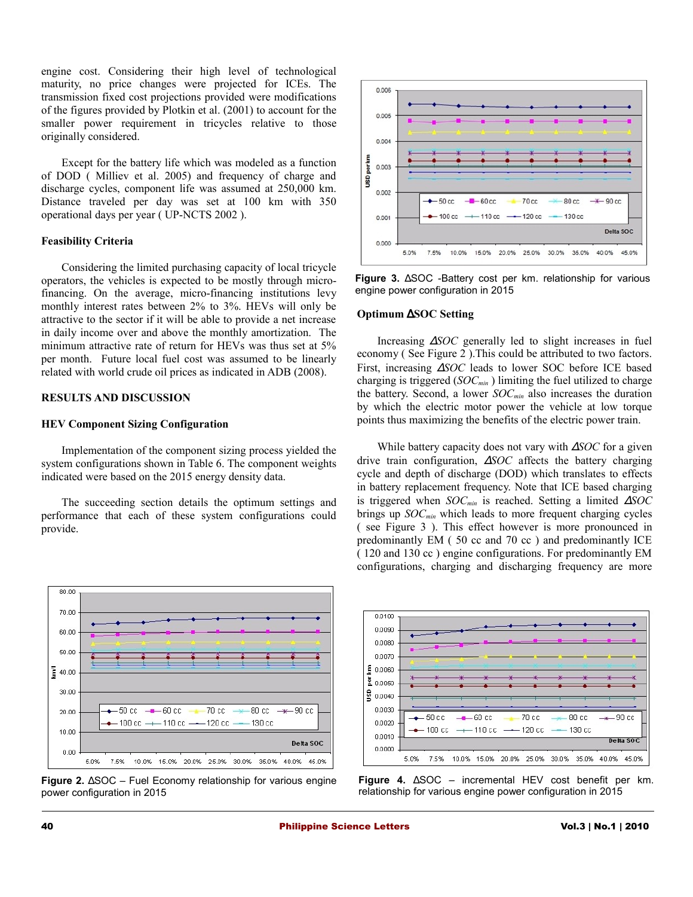engine cost. Considering their high level of technological maturity, no price changes were projected for ICEs. The transmission fixed cost projections provided were modifications of the figures provided by Plotkin et al. (2001) to account for the smaller power requirement in tricycles relative to those originally considered.

Except for the battery life which was modeled as a function of DOD ( Milliev et al. 2005) and frequency of charge and discharge cycles, component life was assumed at 250,000 km. Distance traveled per day was set at 100 km with 350 operational days per year ( UP-NCTS 2002 ).

### Feasibility Criteria

Considering the limited purchasing capacity of local tricycle operators, the vehicles is expected to be mostly through micro-financing. On the average, micro-financing institutions levy monthly interest rates between 2% to 3%. HEVs will only be attractive to the sector if it will be able to provide a net increase in daily income over and above the monthly amortization. The minimum attractive rate of return for HEVs was thus set at 5% per month. Future local fuel cost was assumed to be linearly related with world crude oil prices as indicated in ADB (2008).

## RESULTS AND DISCUSSION

### HEV Component Sizing Configuration

Implementation of the component sizing process yielded the system configurations shown in Table 6. The component weights indicated were based on the 2015 energy density data.

The succeeding section details the optimum settings and performance that each of these system configurations could provide.

0.006
0.005
0.004
0.003
0.002
0.001
0.000
USD per km
50 cc 60 cc 70 cc 80 cc 90 cc
100 cc 110 cc 120 cc 130 cc
Delta SOC
5.0% 7.5% 10.0% 15.0% 20.0% 25.0% 30.0% 35.0% 40.0% 45.0%

**Figure 3.** ΔSOC -Battery cost per km. relationship for various engine power configuration in 2015

### Optimum ΔSOC Setting

Increasing *ΔSOC* generally led to slight increases in fuel economy ( See Figure 2 ).This could be attributed to two factors. First, increasing *ΔSOC* leads to lower SOC before ICE based charging is triggered ($SOC_{min}$ ) limiting the fuel utilized to charge the battery. Second, a lower $SOC_{min}$ also increases the duration by which the electric motor power the vehicle at low torque points thus maximizing the benefits of the electric power train.

While battery capacity does not vary with *ΔSOC* for a given drive train configuration, *ΔSOC* affects the battery charging cycle and depth of discharge (DOD) which translates to effects in battery replacement frequency. Note that ICE based charging is triggered when $SOC_{min}$ is reached. Setting a limited *ΔSOC* brings up $SOC_{min}$ which leads to more frequent charging cycles ( see Figure 3 ). This effect however is more pronounced in predominantly EM ( 50 cc and 70 cc ) and predominantly ICE ( 120 and 130 cc ) engine configurations. For predominantly EM configurations, charging and discharging frequency are more

80.00
70.00
60.00
50.00
40.00
30.00
20.00
10.00
0.00
km/l
50 cc 60 cc 70 cc 80 cc 90 cc
100 cc 110 cc 120 cc 130 cc
Delta SOC
5.0% 7.5% 10.0% 15.0% 20.0% 25.0% 30.0% 35.0% 40.0% 45.0%

**Figure 2.** ΔSOC – Fuel Economy relationship for various engine power configuration in 2015

0.0100
0.0090
0.0080
0.0070
0.0060
0.0050
0.0040
0.0030
0.0020
0.0010
0.0000
USD per km
50 cc 60 cc 70 cc 80 cc 90 cc
100 cc 110 cc 120 cc 130 cc
Delta SOC
5.0% 7.5% 10.0% 15.0% 20.0% 25.0% 30.0% 35.0% 40.0% 45.0%

**Figure 4.** ΔSOC – incremental HEV cost benefit per km. relationship for various engine power configuration in 2015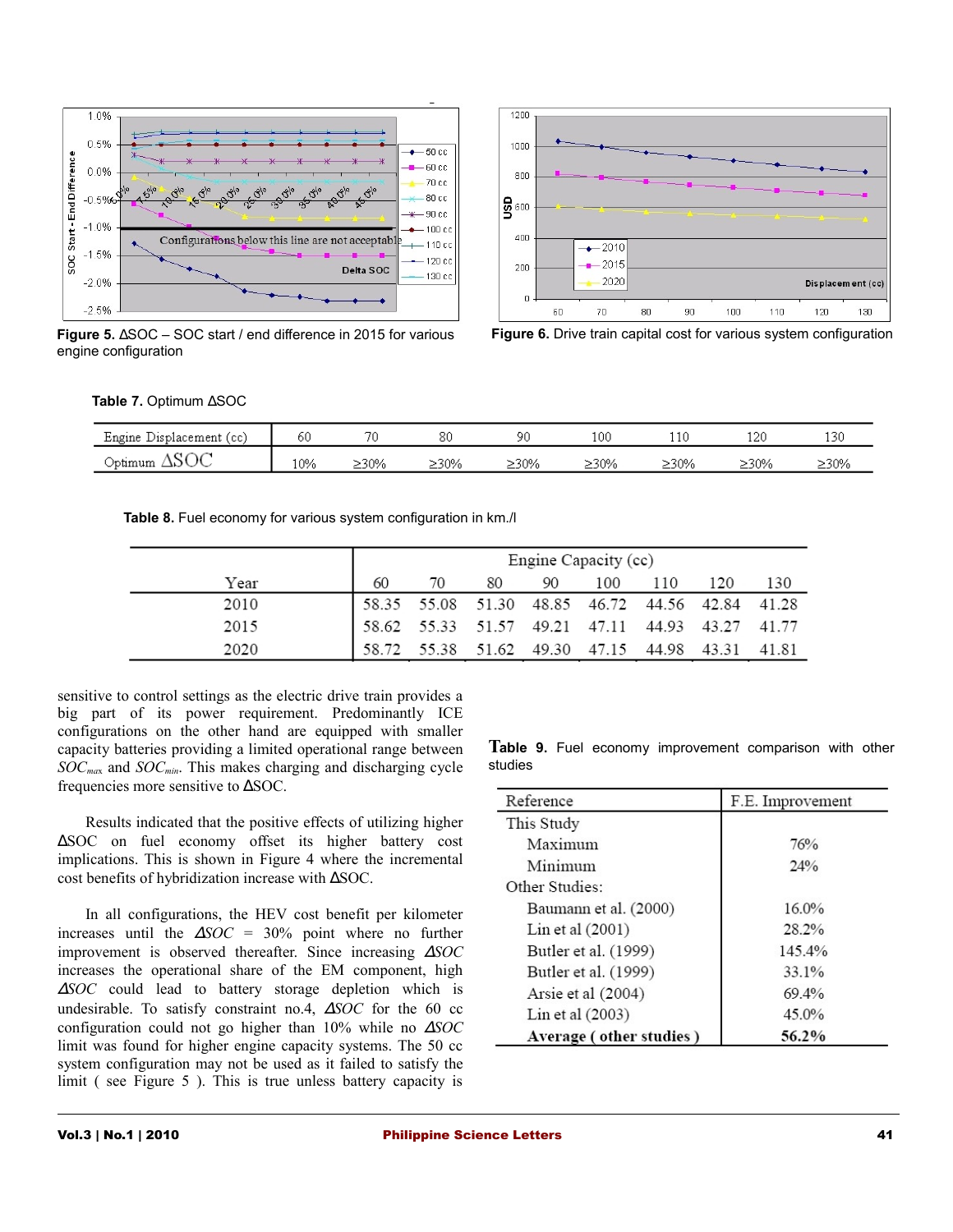1.0%
0.5%
0.0%
-0.5%
-1.0%
-1.5%
-2.0%
-2.5%

SOC Start - End Difference

5.0% 7.5% 10.0% 15.0% 20.0% 25.0% 30.0% 35.0% 40.0% 45.0%

Configurations below this line are not acceptable

Delta SOC

50 cc
60 cc
70 cc
80 cc
90 cc
100 cc
110 cc
120 cc
130 cc

**Figure 5.** ΔSOC – SOC start / end difference in 2015 for various engine configuration

1200
1000
800
600
400
200
0

USD

2010
2015
2020

Displacement (cc)

60 70 80 90 100 110 120 130

**Figure 6.** Drive train capital cost for various system configuration

**Table 7.** Optimum ΔSOC

| Engine Displacement (cc) | 60 | 70 | 80 | 90 | 100 | 110 | 120 | 130 |
|---|---|---|---|---|---|---|---|---|
| Optimum $\Delta SOC$ | 10% | ≥30% | ≥30% | ≥30% | ≥30% | ≥30% | ≥30% | ≥30% |

**Table 8.** Fuel economy for various system configuration in km./l

| Year | Engine Capacity (cc) | | | | | | | |
|---|---|---|---|---|---|---|---|---|
| | 60 | 70 | 80 | 90 | 100 | 110 | 120 | 130 |
| 2010 | 58.35 | 55.08 | 51.30 | 48.85 | 46.72 | 44.56 | 42.84 | 41.28 |
| 2015 | 58.62 | 55.33 | 51.57 | 49.21 | 47.11 | 44.93 | 43.27 | 41.77 |
| 2020 | 58.72 | 55.38 | 51.62 | 49.30 | 47.15 | 44.98 | 43.31 | 41.81 |

sensitive to control settings as the electric drive train provides a big part of its power requirement. Predominantly ICE configurations on the other hand are equipped with smaller capacity batteries providing a limited operational range between $SOC_{max}$ and $SOC_{min}$. This makes charging and discharging cycle frequencies more sensitive to ΔSOC.

Results indicated that the positive effects of utilizing higher ΔSOC on fuel economy offset its higher battery cost implications. This is shown in Figure 4 where the incremental cost benefits of hybridization increase with ΔSOC.

In all configurations, the HEV cost benefit per kilometer increases until the $\Delta SOC$ = 30% point where no further improvement is observed thereafter. Since increasing $\Delta SOC$ increases the operational share of the EM component, high $\Delta SOC$ could lead to battery storage depletion which is undesirable. To satisfy constraint no.4, $\Delta SOC$ for the 60 cc configuration could not go higher than 10% while no $\Delta SOC$ limit was found for higher engine capacity systems. The 50 cc system configuration may not be used as it failed to satisfy the limit ( see Figure 5 ). This is true unless battery capacity is

**Table 9.** Fuel economy improvement comparison with other studies

| Reference | F.E. Improvement |
|---|---|
| This Study | |
| Maximum | 76% |
| Minimum | 24% |
| Other Studies: | |
| Baumann et al. (2000) | 16.0% |
| Lin et al (2001) | 28.2% |
| Butler et al. (1999) | 145.4% |
| Butler et al. (1999) | 33.1% |
| Arsie et al (2004) | 69.4% |
| Lin et al (2003) | 45.0% |
| **Average ( other studies )** | **56.2%** |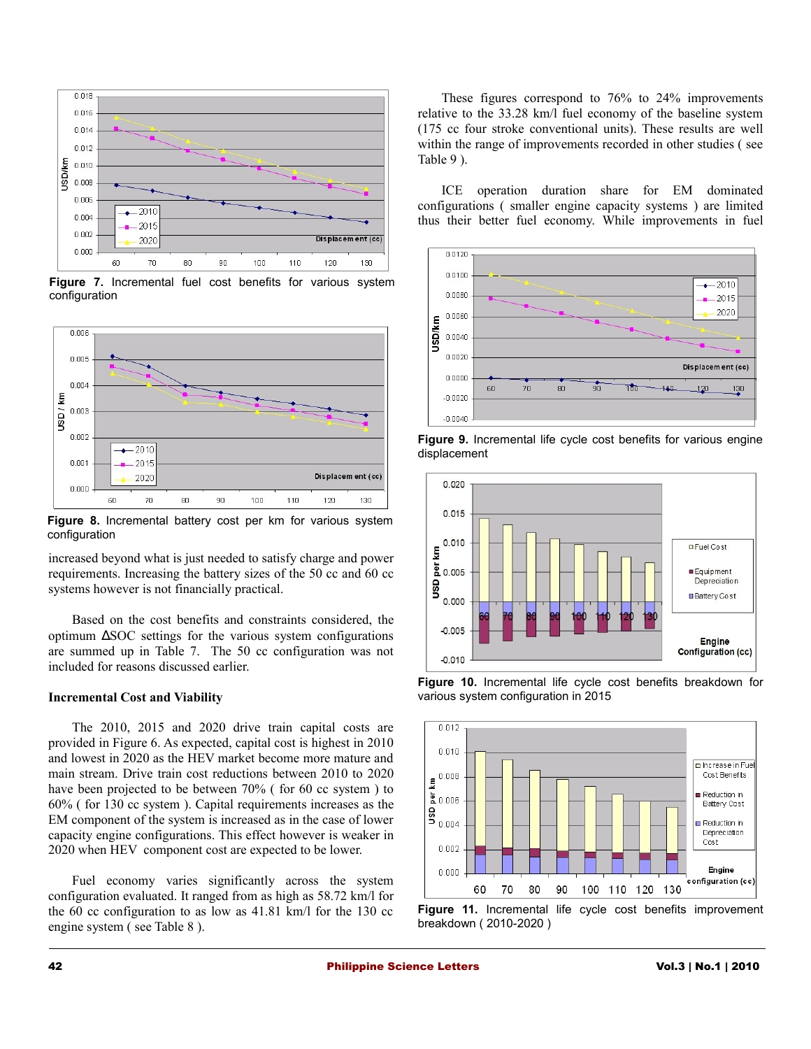0.018
0.016
0.014
0.012
0.010
0.008
0.006
0.004
0.002
0.000
USD/km
2010
2015
2020
Displacement (cc)
60 70 80 90 100 110 120 130

**Figure 7.** Incremental fuel cost benefits for various system configuration

0.006
0.005
0.004
0.003
0.002
0.001
0.000
USD / km
2010
2015
2020
Displacement (cc)
60 70 80 90 100 110 120 130

**Figure 8.** Incremental battery cost per km for various system configuration

increased beyond what is just needed to satisfy charge and power requirements. Increasing the battery sizes of the 50 cc and 60 cc systems however is not financially practical.

Based on the cost benefits and constraints considered, the optimum ΔSOC settings for the various system configurations are summed up in Table 7. The 50 cc configuration was not included for reasons discussed earlier.

**Incremental Cost and Viability**

The 2010, 2015 and 2020 drive train capital costs are provided in Figure 6. As expected, capital cost is highest in 2010 and lowest in 2020 as the HEV market become more mature and main stream. Drive train cost reductions between 2010 to 2020 have been projected to be between 70% ( for 60 cc system ) to 60% ( for 130 cc system ). Capital requirements increases as the EM component of the system is increased as in the case of lower capacity engine configurations. This effect however is weaker in 2020 when HEV component cost are expected to be lower.

Fuel economy varies significantly across the system configuration evaluated. It ranged from as high as 58.72 km/l for the 60 cc configuration to as low as 41.81 km/l for the 130 cc engine system ( see Table 8 ).

These figures correspond to 76% to 24% improvements relative to the 33.28 km/l fuel economy of the baseline system (175 cc four stroke conventional units). These results are well within the range of improvements recorded in other studies ( see Table 9 ).

ICE operation duration share for EM dominated configurations ( smaller engine capacity systems ) are limited thus their better fuel economy. While improvements in fuel

0.0120
0.0100
0.0080
0.0060
0.0040
0.0020
0.0000
-0.0020
-0.0040
USD/km
2010
2015
2020
Displacement (cc)
60 70 80 90 100 110 120 130

**Figure 9.** Incremental life cycle cost benefits for various engine displacement

0.020
0.015
0.010
0.005
0.000
-0.005
-0.010
USD per km
Fuel Cost
Equipment Depreciation
Battery Cost
60 70 80 90 100 110 120 130
Engine Configuration (cc)

**Figure 10.** Incremental life cycle cost benefits breakdown for various system configuration in 2015

0.012
0.010
0.008
0.006
0.004
0.002
0.000
USD per km
Increase in Fuel Cost Benefits
Reduction in Battery Cost
Reduction in Depreciation Cost
Engine configuration (cc)
60 70 80 90 100 110 120 130

**Figure 11.** Incremental life cycle cost benefits improvement breakdown ( 2010-2020 )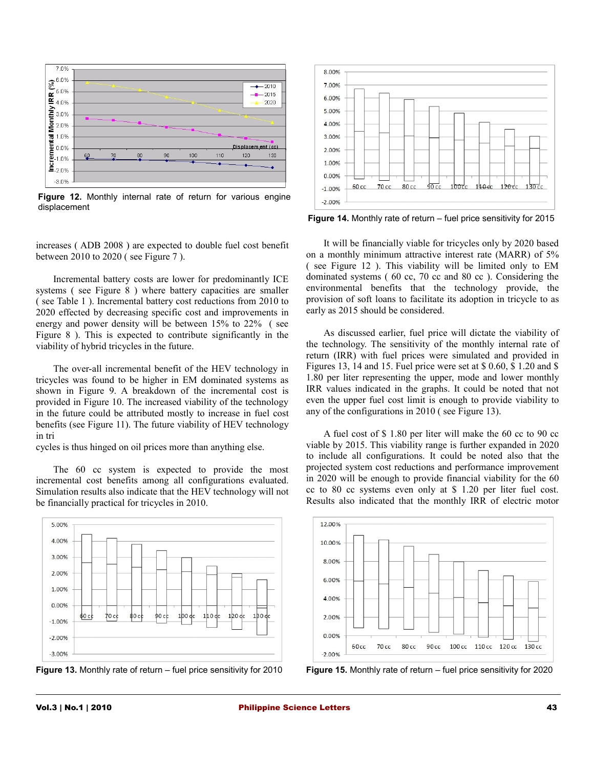Figure 12. Monthly internal rate of return for various engine displacement

increases ( ADB 2008 ) are expected to double fuel cost benefit between 2010 to 2020 ( see Figure 7 ).

Incremental battery costs are lower for predominantly ICE systems ( see Figure 8 ) where battery capacities are smaller ( see Table 1 ). Incremental battery cost reductions from 2010 to 2020 effected by decreasing specific cost and improvements in energy and power density will be between 15% to 22% ( see Figure 8 ). This is expected to contribute significantly in the viability of hybrid tricycles in the future.

The over-all incremental benefit of the HEV technology in tricycles was found to be higher in EM dominated systems as shown in Figure 9. A breakdown of the incremental cost is provided in Figure 10. The increased viability of the technology in the future could be attributed mostly to increase in fuel cost benefits (see Figure 11). The future viability of HEV technology in tri
cycles is thus hinged on oil prices more than anything else.

The 60 cc system is expected to provide the most incremental cost benefits among all configurations evaluated. Simulation results also indicate that the HEV technology will not be financially practical for tricycles in 2010.

Figure 13. Monthly rate of return – fuel price sensitivity for 2010

Figure 14. Monthly rate of return – fuel price sensitivity for 2015

It will be financially viable for tricycles only by 2020 based on a monthly minimum attractive interest rate (MARR) of 5% ( see Figure 12 ). This viability will be limited only to EM dominated systems ( 60 cc, 70 cc and 80 cc ). Considering the environmental benefits that the technology provide, the provision of soft loans to facilitate its adoption in tricycle to as early as 2015 should be considered.

As discussed earlier, fuel price will dictate the viability of the technology. The sensitivity of the monthly internal rate of return (IRR) with fuel prices were simulated and provided in Figures 13, 14 and 15. Fuel price were set at $ 0.60, $ 1.20 and $ 1.80 per liter representing the upper, mode and lower monthly IRR values indicated in the graphs. It could be noted that not even the upper fuel cost limit is enough to provide viability to any of the configurations in 2010 ( see Figure 13).

A fuel cost of $ 1.80 per liter will make the 60 cc to 90 cc viable by 2015. This viability range is further expanded in 2020 to include all configurations. It could be noted also that the projected system cost reductions and performance improvement in 2020 will be enough to provide financial viability for the 60 cc to 80 cc systems even only at $ 1.20 per liter fuel cost. Results also indicated that the monthly IRR of electric motor

Figure 15. Monthly rate of return – fuel price sensitivity for 2020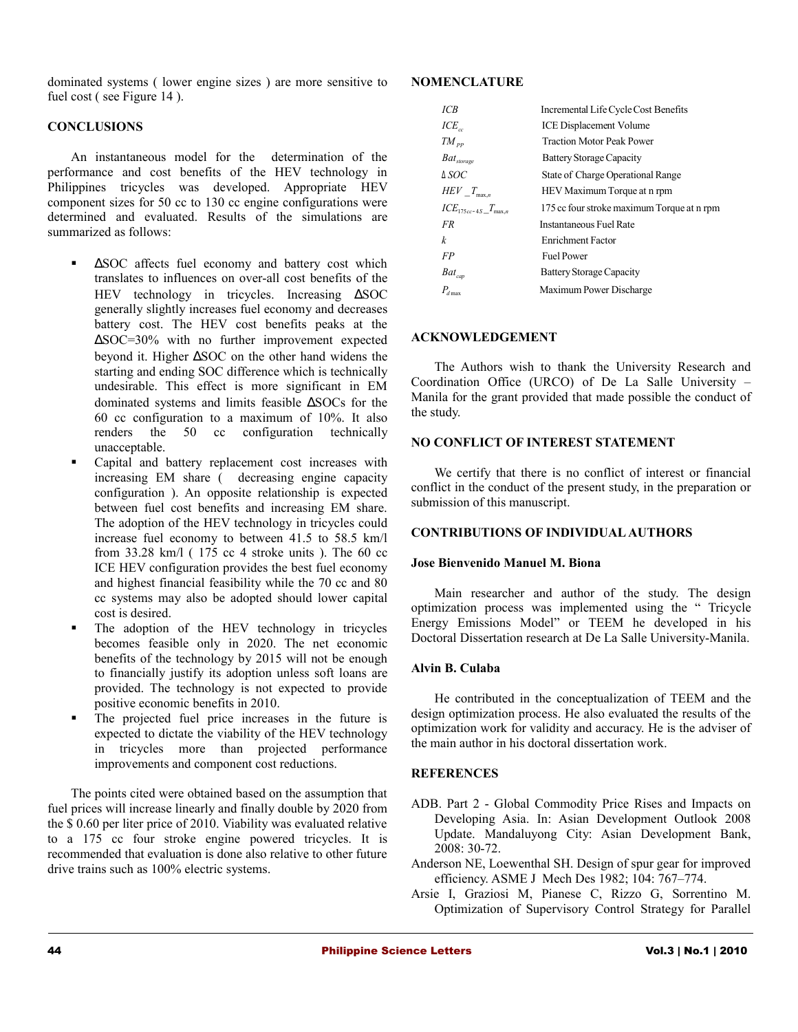dominated systems ( lower engine sizes ) are more sensitive to fuel cost ( see Figure 14 ).

## CONCLUSIONS

An instantaneous model for the determination of the performance and cost benefits of the HEV technology in Philippines tricycles was developed. Appropriate HEV component sizes for 50 cc to 130 cc engine configurations were determined and evaluated. Results of the simulations are summarized as follows:

- ΔSOC affects fuel economy and battery cost which translates to influences on over-all cost benefits of the HEV technology in tricycles. Increasing ΔSOC generally slightly increases fuel economy and decreases battery cost. The HEV cost benefits peaks at the ΔSOC=30% with no further improvement expected beyond it. Higher ΔSOC on the other hand widens the starting and ending SOC difference which is technically undesirable. This effect is more significant in EM dominated systems and limits feasible ΔSOCs for the 60 cc configuration to a maximum of 10%. It also renders the 50 cc configuration technically unacceptable.
- Capital and battery replacement cost increases with increasing EM share ( decreasing engine capacity configuration ). An opposite relationship is expected between fuel cost benefits and increasing EM share. The adoption of the HEV technology in tricycles could increase fuel economy to between 41.5 to 58.5 km/l from 33.28 km/l ( 175 cc 4 stroke units ). The 60 cc ICE HEV configuration provides the best fuel economy and highest financial feasibility while the 70 cc and 80 cc systems may also be adopted should lower capital cost is desired.
- The adoption of the HEV technology in tricycles becomes feasible only in 2020. The net economic benefits of the technology by 2015 will not be enough to financially justify its adoption unless soft loans are provided. The technology is not expected to provide positive economic benefits in 2010.
- The projected fuel price increases in the future is expected to dictate the viability of the HEV technology in tricycles more than projected performance improvements and component cost reductions.

The points cited were obtained based on the assumption that fuel prices will increase linearly and finally double by 2020 from the $ 0.60 per liter price of 2010. Viability was evaluated relative to a 175 cc four stroke engine powered tricycles. It is recommended that evaluation is done also relative to other future drive trains such as 100% electric systems.

## NOMENCLATURE

| | |
|---|---|
| $ICB$ | Incremental Life Cycle Cost Benefits |
| $ICE_{cc}$ | ICE Displacement Volume |
| $TM_{PP}$ | Traction Motor Peak Power |
| $Bat_{storage}$ | Battery Storage Capacity |
| $\Delta SOC$ | State of Charge Operational Range |
| $HEV\_T_{\max,n}$ | HEV Maximum Torque at n rpm |
| $ICE_{175cc-4S}\_T_{\max,n}$ | 175 cc four stroke maximum Torque at n rpm |
| $FR$ | Instantaneous Fuel Rate |
| $k$ | Enrichment Factor |
| $FP$ | Fuel Power |
| $Bat_{cap}$ | Battery Storage Capacity |
| $P_{d\max}$ | Maximum Power Discharge |

## ACKNOWLEDGEMENT

The Authors wish to thank the University Research and Coordination Office (URCO) of De La Salle University – Manila for the grant provided that made possible the conduct of the study.

## NO CONFLICT OF INTEREST STATEMENT

We certify that there is no conflict of interest or financial conflict in the conduct of the present study, in the preparation or submission of this manuscript.

## CONTRIBUTIONS OF INDIVIDUAL AUTHORS

### Jose Bienvenido Manuel M. Biona

Main researcher and author of the study. The design optimization process was implemented using the " Tricycle Energy Emissions Model" or TEEM he developed in his Doctoral Dissertation research at De La Salle University-Manila.

### Alvin B. Culaba

He contributed in the conceptualization of TEEM and the design optimization process. He also evaluated the results of the optimization work for validity and accuracy. He is the adviser of the main author in his doctoral dissertation work.

## REFERENCES

ADB. Part 2 - Global Commodity Price Rises and Impacts on Developing Asia. In: Asian Development Outlook 2008 Update. Mandaluyong City: Asian Development Bank, 2008: 30-72.

Anderson NE, Loewenthal SH. Design of spur gear for improved efficiency. ASME J Mech Des 1982; 104: 767–774.

Arsie I, Graziosi M, Pianese C, Rizzo G, Sorrentino M. Optimization of Supervisory Control Strategy for Parallel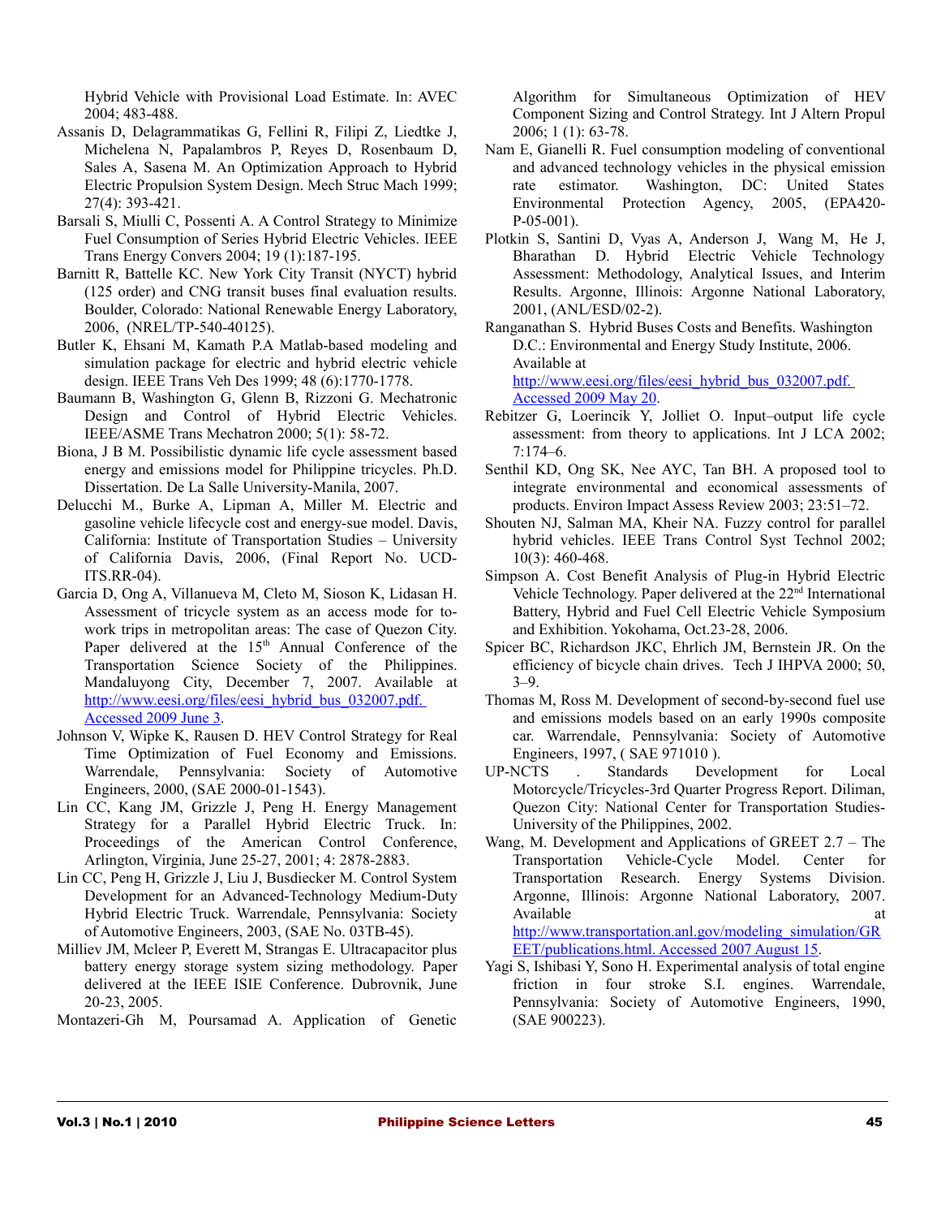Hybrid Vehicle with Provisional Load Estimate. In: AVEC 2004; 483-488.

Assanis D, Delagrammatikas G, Fellini R, Filipi Z, Liedtke J, Michelena N, Papalambros P, Reyes D, Rosenbaum D, Sales A, Sasena M. An Optimization Approach to Hybrid Electric Propulsion System Design. Mech Struc Mach 1999; 27(4): 393-421.

Barsali S, Miulli C, Possenti A. A Control Strategy to Minimize Fuel Consumption of Series Hybrid Electric Vehicles. IEEE Trans Energy Convers 2004; 19 (1):187-195.

Barnitt R, Battelle KC. New York City Transit (NYCT) hybrid (125 order) and CNG transit buses final evaluation results. Boulder, Colorado: National Renewable Energy Laboratory, 2006, (NREL/TP-540-40125).

Butler K, Ehsani M, Kamath P.A Matlab-based modeling and simulation package for electric and hybrid electric vehicle design. IEEE Trans Veh Des 1999; 48 (6):1770-1778.

Baumann B, Washington G, Glenn B, Rizzoni G. Mechatronic Design and Control of Hybrid Electric Vehicles. IEEE/ASME Trans Mechatron 2000; 5(1): 58-72.

Biona, J B M. Possibilistic dynamic life cycle assessment based energy and emissions model for Philippine tricycles. Ph.D. Dissertation. De La Salle University-Manila, 2007.

Delucchi M., Burke A, Lipman A, Miller M. Electric and gasoline vehicle lifecycle cost and energy-sue model. Davis, California: Institute of Transportation Studies – University of California Davis, 2006, (Final Report No. UCD-ITS.RR-04).

Garcia D, Ong A, Villanueva M, Cleto M, Sioson K, Lidasan H. Assessment of tricycle system as an access mode for to-work trips in metropolitan areas: The case of Quezon City. Paper delivered at the 15th Annual Conference of the Transportation Science Society of the Philippines. Mandaluyong City, December 7, 2007. Available at http://www.eesi.org/files/eesi_hybrid_bus_032007.pdf. Accessed 2009 June 3.

Johnson V, Wipke K, Rausen D. HEV Control Strategy for Real Time Optimization of Fuel Economy and Emissions. Warrendale, Pennsylvania: Society of Automotive Engineers, 2000, (SAE 2000-01-1543).

Lin CC, Kang JM, Grizzle J, Peng H. Energy Management Strategy for a Parallel Hybrid Electric Truck. In: Proceedings of the American Control Conference, Arlington, Virginia, June 25-27, 2001; 4: 2878-2883.

Lin CC, Peng H, Grizzle J, Liu J, Busdiecker M. Control System Development for an Advanced-Technology Medium-Duty Hybrid Electric Truck. Warrendale, Pennsylvania: Society of Automotive Engineers, 2003, (SAE No. 03TB-45).

Milliev JM, Mcleer P, Everett M, Strangas E. Ultracapacitor plus battery energy storage system sizing methodology. Paper delivered at the IEEE ISIE Conference. Dubrovnik, June 20-23, 2005.

Montazeri-Gh M, Poursamad A. Application of Genetic Algorithm for Simultaneous Optimization of HEV Component Sizing and Control Strategy. Int J Altern Propul 2006; 1 (1): 63-78.

Nam E, Gianelli R. Fuel consumption modeling of conventional and advanced technology vehicles in the physical emission rate estimator. Washington, DC: United States Environmental Protection Agency, 2005, (EPA420-P-05-001).

Plotkin S, Santini D, Vyas A, Anderson J, Wang M, He J, Bharathan D. Hybrid Electric Vehicle Technology Assessment: Methodology, Analytical Issues, and Interim Results. Argonne, Illinois: Argonne National Laboratory, 2001, (ANL/ESD/02-2).

Ranganathan S. Hybrid Buses Costs and Benefits. Washington D.C.: Environmental and Energy Study Institute, 2006. Available at http://www.eesi.org/files/eesi_hybrid_bus_032007.pdf. Accessed 2009 May 20.

Rebitzer G, Loerincik Y, Jolliet O. Input–output life cycle assessment: from theory to applications. Int J LCA 2002; 7:174–6.

Senthil KD, Ong SK, Nee AYC, Tan BH. A proposed tool to integrate environmental and economical assessments of products. Environ Impact Assess Review 2003; 23:51–72.

Shouten NJ, Salman MA, Kheir NA. Fuzzy control for parallel hybrid vehicles. IEEE Trans Control Syst Technol 2002; 10(3): 460-468.

Simpson A. Cost Benefit Analysis of Plug-in Hybrid Electric Vehicle Technology. Paper delivered at the 22nd International Battery, Hybrid and Fuel Cell Electric Vehicle Symposium and Exhibition. Yokohama, Oct.23-28, 2006.

Spicer BC, Richardson JKC, Ehrlich JM, Bernstein JR. On the efficiency of bicycle chain drives. Tech J IHPVA 2000; 50, 3–9.

Thomas M, Ross M. Development of second-by-second fuel use and emissions models based on an early 1990s composite car. Warrendale, Pennsylvania: Society of Automotive Engineers, 1997, ( SAE 971010 ).

UP-NCTS . Standards Development for Local Motorcycle/Tricycles-3rd Quarter Progress Report. Diliman, Quezon City: National Center for Transportation Studies-University of the Philippines, 2002.

Wang, M. Development and Applications of GREET 2.7 – The Transportation Vehicle-Cycle Model. Center for Transportation Research. Energy Systems Division. Argonne, Illinois: Argonne National Laboratory, 2007. Available at http://www.transportation.anl.gov/modeling_simulation/GREET/publications.html. Accessed 2007 August 15.

Yagi S, Ishibasi Y, Sono H. Experimental analysis of total engine friction in four stroke S.I. engines. Warrendale, Pennsylvania: Society of Automotive Engineers, 1990, (SAE 900223).